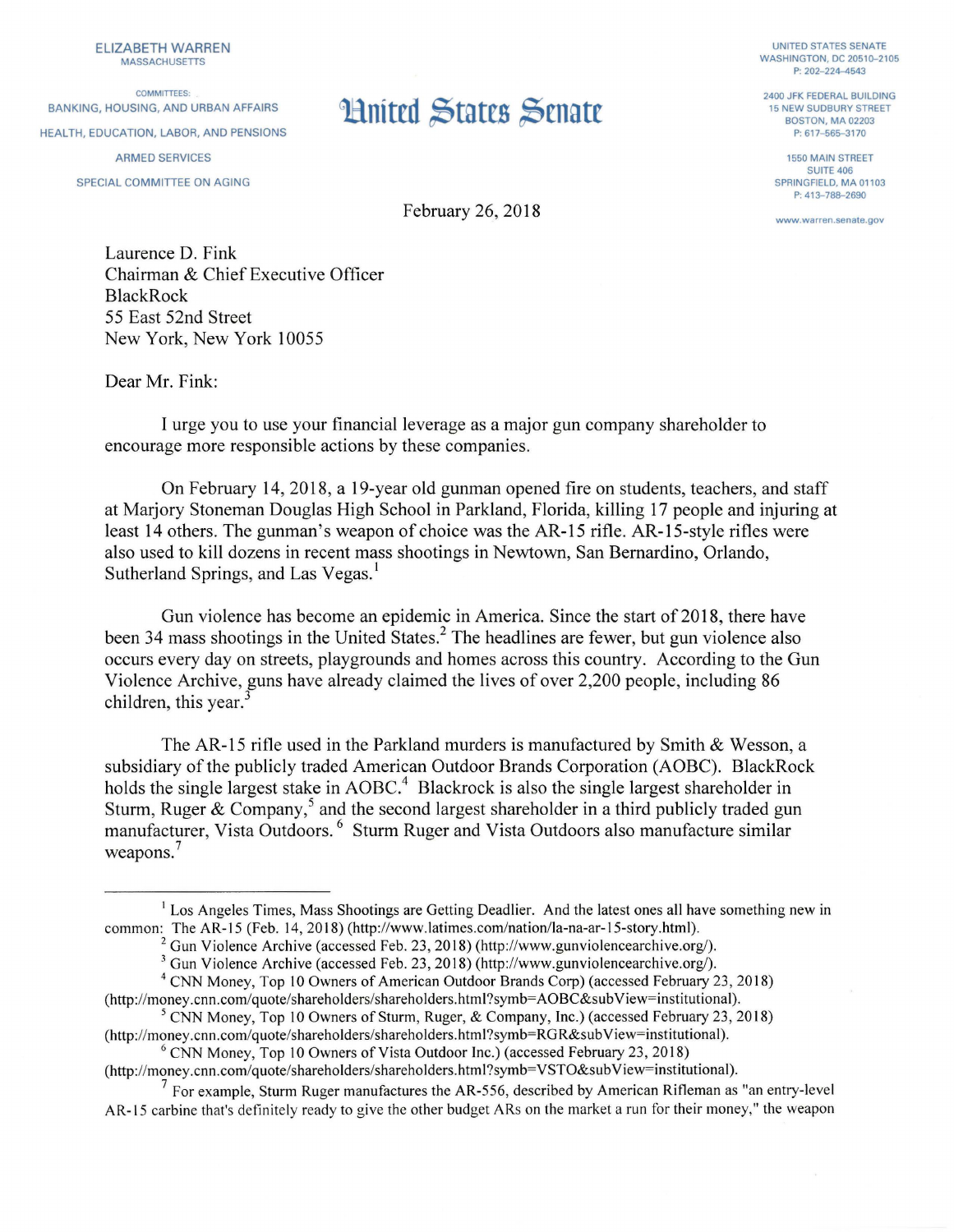ELIZABETH WARREN
MASSACHUSETTS

COMMITTEES:
BANKING, HOUSING, AND URBAN AFFAIRS
HEALTH, EDUCATION, LABOR, AND PENSIONS
ARMED SERVICES
SPECIAL COMMITTEE ON AGING

# United States Senate

UNITED STATES SENATE
WASHINGTON, DC 20510–2105
P: 202–224–4543

2400 JFK FEDERAL BUILDING
15 NEW SUDBURY STREET
BOSTON, MA 02203
P: 617–565–3170

1550 MAIN STREET
SUITE 406
SPRINGFIELD, MA 01103
P: 413–788–2690

www.warren.senate.gov

February 26, 2018

Laurence D. Fink
Chairman & Chief Executive Officer
BlackRock
55 East 52nd Street
New York, New York 10055

Dear Mr. Fink:

I urge you to use your financial leverage as a major gun company shareholder to encourage more responsible actions by these companies.

On February 14, 2018, a 19-year old gunman opened fire on students, teachers, and staff at Marjory Stoneman Douglas High School in Parkland, Florida, killing 17 people and injuring at least 14 others. The gunman's weapon of choice was the AR-15 rifle. AR-15-style rifles were also used to kill dozens in recent mass shootings in Newtown, San Bernardino, Orlando, Sutherland Springs, and Las Vegas.[1]

Gun violence has become an epidemic in America. Since the start of 2018, there have been 34 mass shootings in the United States.[2] The headlines are fewer, but gun violence also occurs every day on streets, playgrounds and homes across this country. According to the Gun Violence Archive, guns have already claimed the lives of over 2,200 people, including 86 children, this year.[3]

The AR-15 rifle used in the Parkland murders is manufactured by Smith & Wesson, a subsidiary of the publicly traded American Outdoor Brands Corporation (AOBC). BlackRock holds the single largest stake in AOBC.[4] Blackrock is also the single largest shareholder in Sturm, Ruger & Company,[5] and the second largest shareholder in a third publicly traded gun manufacturer, Vista Outdoors.[6] Sturm Ruger and Vista Outdoors also manufacture similar weapons.[7]

---

[1] Los Angeles Times, Mass Shootings are Getting Deadlier. And the latest ones all have something new in common: The AR-15 (Feb. 14, 2018) (http://www.latimes.com/nation/la-na-ar-15-story.html).

[2] Gun Violence Archive (accessed Feb. 23, 2018) (http://www.gunviolencearchive.org/).

[3] Gun Violence Archive (accessed Feb. 23, 2018) (http://www.gunviolencearchive.org/).

[4] CNN Money, Top 10 Owners of American Outdoor Brands Corp) (accessed February 23, 2018) (http://money.cnn.com/quote/shareholders/shareholders.html?symb=AOBC&subView=institutional).

[5] CNN Money, Top 10 Owners of Sturm, Ruger, & Company, Inc.) (accessed February 23, 2018) (http://money.cnn.com/quote/shareholders/shareholders.html?symb=RGR&subView=institutional).

[6] CNN Money, Top 10 Owners of Vista Outdoor Inc.) (accessed February 23, 2018) (http://money.cnn.com/quote/shareholders/shareholders.html?symb=VSTO&subView=institutional).

[7] For example, Sturm Ruger manufactures the AR-556, described by American Rifleman as "an entry-level AR-15 carbine that's definitely ready to give the other budget ARs on the market a run for their money," the weapon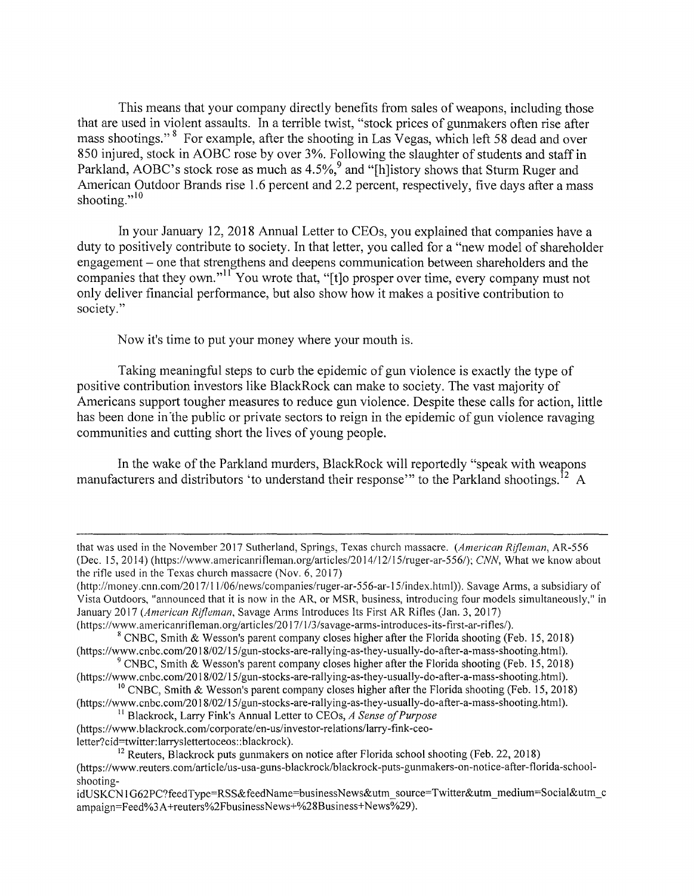This means that your company directly benefits from sales of weapons, including those that are used in violent assaults. In a terrible twist, "stock prices of gunmakers often rise after mass shootings."[8] For example, after the shooting in Las Vegas, which left 58 dead and over 850 injured, stock in AOBC rose by over 3%. Following the slaughter of students and staff in Parkland, AOBC's stock rose as much as 4.5%,[9] and "[h]istory shows that Sturm Ruger and American Outdoor Brands rise 1.6 percent and 2.2 percent, respectively, five days after a mass shooting."[10]

In your January 12, 2018 Annual Letter to CEOs, you explained that companies have a duty to positively contribute to society. In that letter, you called for a "new model of shareholder engagement – one that strengthens and deepens communication between shareholders and the companies that they own."[11] You wrote that, "[t]o prosper over time, every company must not only deliver financial performance, but also show how it makes a positive contribution to society."

Now it's time to put your money where your mouth is.

Taking meaningful steps to curb the epidemic of gun violence is exactly the type of positive contribution investors like BlackRock can make to society. The vast majority of Americans support tougher measures to reduce gun violence. Despite these calls for action, little has been done in the public or private sectors to reign in the epidemic of gun violence ravaging communities and cutting short the lives of young people.

In the wake of the Parkland murders, BlackRock will reportedly "speak with weapons manufacturers and distributors 'to understand their response'" to the Parkland shootings.[12] A

---

that was used in the November 2017 Sutherland, Springs, Texas church massacre. (*American Rifleman*, AR-556 (Dec. 15, 2014) (https://www.americanrifleman.org/articles/2014/12/15/ruger-ar-556/); *CNN*, What we know about the rifle used in the Texas church massacre (Nov. 6, 2017) (http://money.cnn.com/2017/11/06/news/companies/ruger-ar-556-ar-15/index.html)). Savage Arms, a subsidiary of Vista Outdoors, "announced that it is now in the AR, or MSR, business, introducing four models simultaneously," in January 2017 (*American Rifleman*, Savage Arms Introduces Its First AR Rifles (Jan. 3, 2017) (https://www.americanrifleman.org/articles/2017/1/3/savage-arms-introduces-its-first-ar-rifles/).

[8] CNBC, Smith & Wesson's parent company closes higher after the Florida shooting (Feb. 15, 2018) (https://www.cnbc.com/2018/02/15/gun-stocks-are-rallying-as-they-usually-do-after-a-mass-shooting.html).

[9] CNBC, Smith & Wesson's parent company closes higher after the Florida shooting (Feb. 15, 2018) (https://www.cnbc.com/2018/02/15/gun-stocks-are-rallying-as-they-usually-do-after-a-mass-shooting.html).

[10] CNBC, Smith & Wesson's parent company closes higher after the Florida shooting (Feb. 15, 2018) (https://www.cnbc.com/2018/02/15/gun-stocks-are-rallying-as-they-usually-do-after-a-mass-shooting.html).

[11] Blackrock, Larry Fink's Annual Letter to CEOs, *A Sense of Purpose* (https://www.blackrock.com/corporate/en-us/investor-relations/larry-fink-ceo-letter?cid=twitter:larryslettertoceos::blackrock).

[12] Reuters, Blackrock puts gunmakers on notice after Florida school shooting (Feb. 22, 2018) (https://www.reuters.com/article/us-usa-guns-blackrock/blackrock-puts-gunmakers-on-notice-after-florida-school-shooting-idUSKCN1G62PC?feedType=RSS&feedName=businessNews&utm_source=Twitter&utm_medium=Social&utm_campaign=Feed%3A+reuters%2FbusinessNews+%28Business+News%29).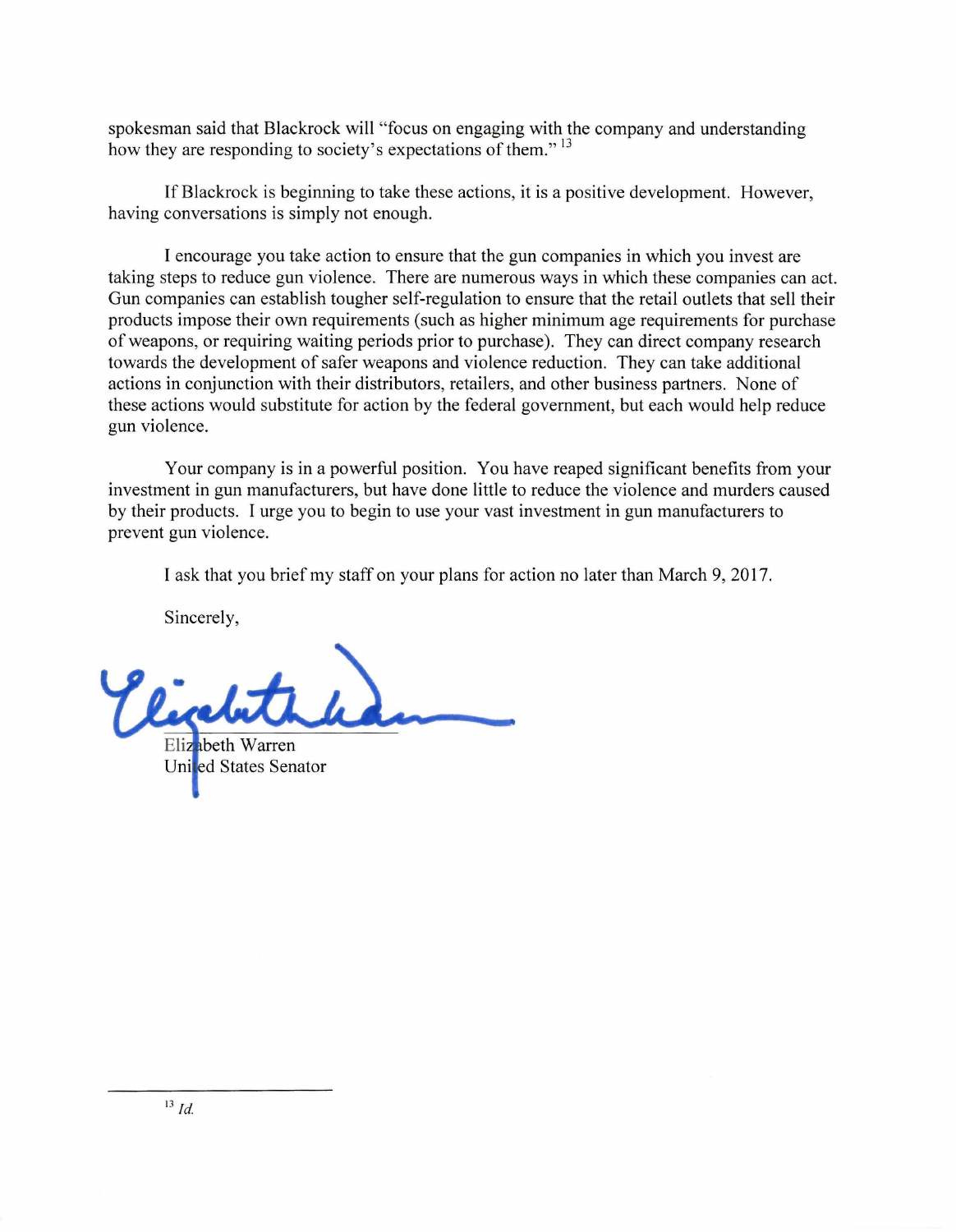spokesman said that Blackrock will "focus on engaging with the company and understanding how they are responding to society's expectations of them."[13]

If Blackrock is beginning to take these actions, it is a positive development. However, having conversations is simply not enough.

I encourage you take action to ensure that the gun companies in which you invest are taking steps to reduce gun violence. There are numerous ways in which these companies can act. Gun companies can establish tougher self-regulation to ensure that the retail outlets that sell their products impose their own requirements (such as higher minimum age requirements for purchase of weapons, or requiring waiting periods prior to purchase). They can direct company research towards the development of safer weapons and violence reduction. They can take additional actions in conjunction with their distributors, retailers, and other business partners. None of these actions would substitute for action by the federal government, but each would help reduce gun violence.

Your company is in a powerful position. You have reaped significant benefits from your investment in gun manufacturers, but have done little to reduce the violence and murders caused by their products. I urge you to begin to use your vast investment in gun manufacturers to prevent gun violence.

I ask that you brief my staff on your plans for action no later than March 9, 2017.

Sincerely,

Elizabeth Warren
United States Senator

---

[13] *Id.*